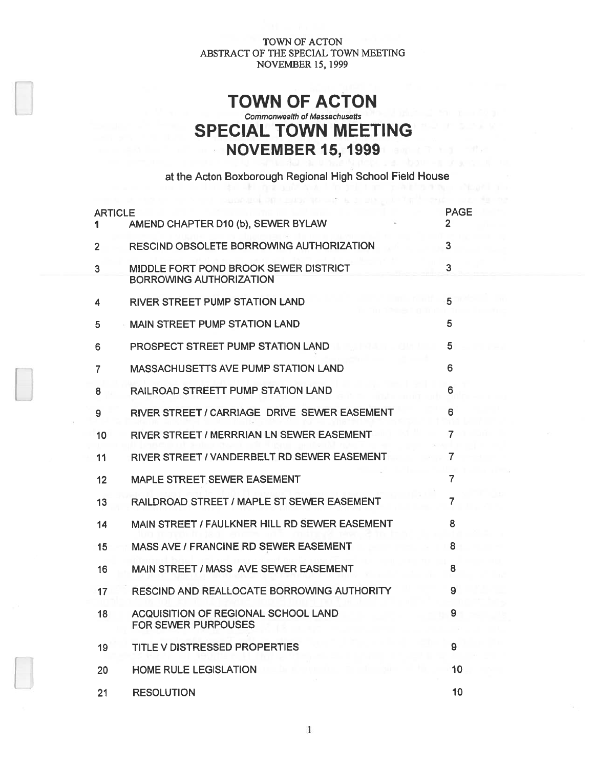TOWN OF ACTON
ABSTRACT OF THE SPECIAL TOWN MEETING
NOVEMBER 15, 1999

# TOWN OF ACTON

*Commonwealth of Massachusetts*

# SPECIAL TOWN MEETING

## NOVEMBER 15, 1999

at the Acton Boxborough Regional High School Field House

| ARTICLE | | PAGE |
|---|---|---|
| 1 | AMEND CHAPTER D10 (b), SEWER BYLAW | 2 |
| 2 | RESCIND OBSOLETE BORROWING AUTHORIZATION | 3 |
| 3 | MIDDLE FORT POND BROOK SEWER DISTRICT BORROWING AUTHORIZATION | 3 |
| 4 | RIVER STREET PUMP STATION LAND | 5 |
| 5 | MAIN STREET PUMP STATION LAND | 5 |
| 6 | PROSPECT STREET PUMP STATION LAND | 5 |
| 7 | MASSACHUSETTS AVE PUMP STATION LAND | 6 |
| 8 | RAILROAD STREETT PUMP STATION LAND | 6 |
| 9 | RIVER STREET / CARRIAGE DRIVE SEWER EASEMENT | 6 |
| 10 | RIVER STREET / MERRRIAN LN SEWER EASEMENT | 7 |
| 11 | RIVER STREET / VANDERBELT RD SEWER EASEMENT | 7 |
| 12 | MAPLE STREET SEWER EASEMENT | 7 |
| 13 | RAILDROAD STREET / MAPLE ST SEWER EASEMENT | 7 |
| 14 | MAIN STREET / FAULKNER HILL RD SEWER EASEMENT | 8 |
| 15 | MASS AVE / FRANCINE RD SEWER EASEMENT | 8 |
| 16 | MAIN STREET / MASS AVE SEWER EASEMENT | 8 |
| 17 | RESCIND AND REALLOCATE BORROWING AUTHORITY | 9 |
| 18 | ACQUISITION OF REGIONAL SCHOOL LAND FOR SEWER PURPOUSES | 9 |
| 19 | TITLE V DISTRESSED PROPERTIES | 9 |
| 20 | HOME RULE LEGISLATION | 10 |
| 21 | RESOLUTION | 10 |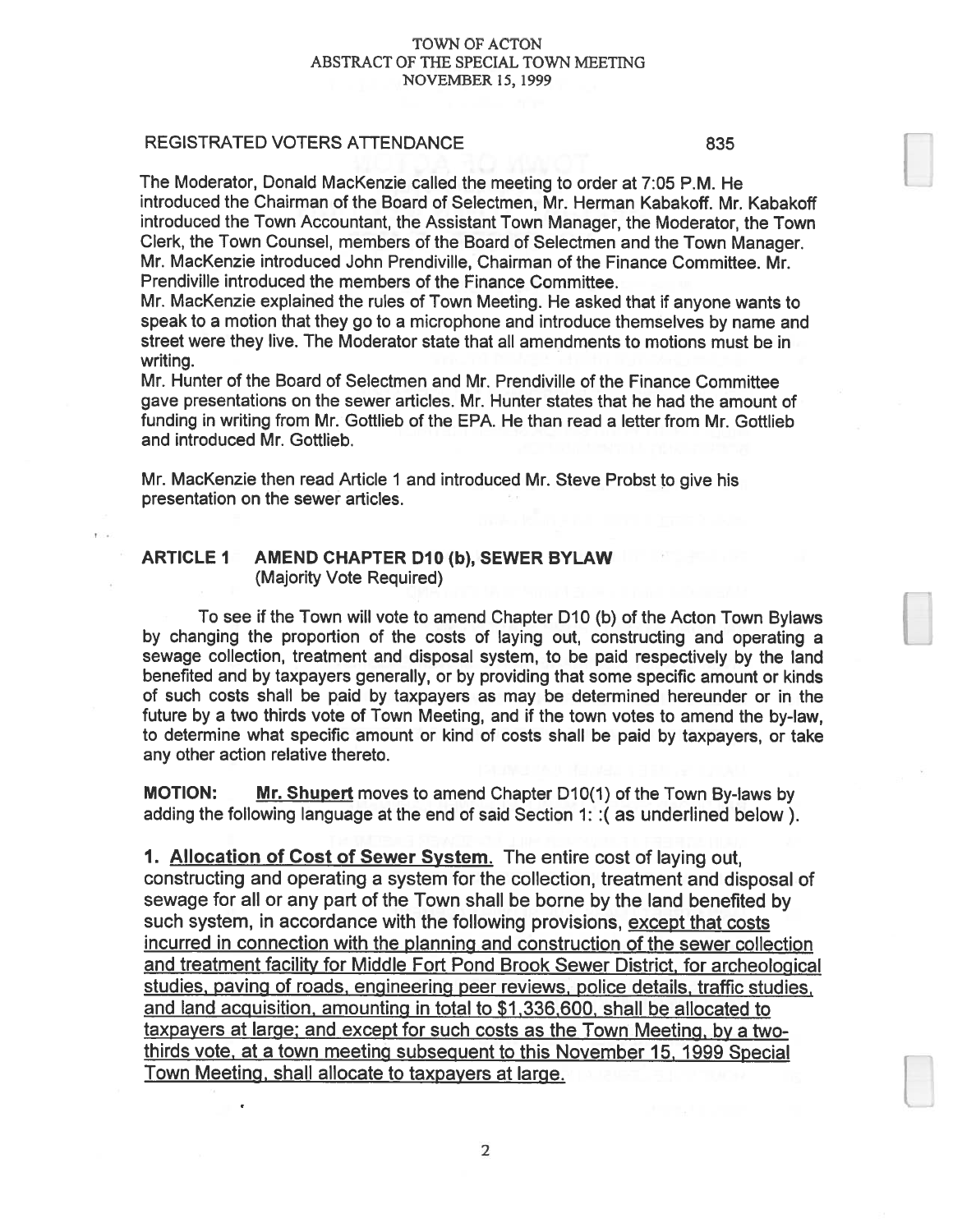TOWN OF ACTON
ABSTRACT OF THE SPECIAL TOWN MEETING
NOVEMBER 15, 1999

REGISTRATED VOTERS ATTENDANCE 835

The Moderator, Donald MacKenzie called the meeting to order at 7:05 P.M. He introduced the Chairman of the Board of Selectmen, Mr. Herman Kabakoff. Mr. Kabakoff introduced the Town Accountant, the Assistant Town Manager, the Moderator, the Town Clerk, the Town Counsel, members of the Board of Selectmen and the Town Manager. Mr. MacKenzie introduced John Prendiville, Chairman of the Finance Committee. Mr. Prendiville introduced the members of the Finance Committee.

Mr. MacKenzie explained the rules of Town Meeting. He asked that if anyone wants to speak to a motion that they go to a microphone and introduce themselves by name and street were they live. The Moderator state that all amendments to motions must be in writing.

Mr. Hunter of the Board of Selectmen and Mr. Prendiville of the Finance Committee gave presentations on the sewer articles. Mr. Hunter states that he had the amount of funding in writing from Mr. Gottlieb of the EPA. He than read a letter from Mr. Gottlieb and introduced Mr. Gottlieb.

Mr. MacKenzie then read Article 1 and introduced Mr. Steve Probst to give his presentation on the sewer articles.

## ARTICLE 1 AMEND CHAPTER D10 (b), SEWER BYLAW

(Majority Vote Required)

To see if the Town will vote to amend Chapter D10 (b) of the Acton Town Bylaws by changing the proportion of the costs of laying out, constructing and operating a sewage collection, treatment and disposal system, to be paid respectively by the land benefited and by taxpayers generally, or by providing that some specific amount or kinds of such costs shall be paid by taxpayers as may be determined hereunder or in the future by a two thirds vote of Town Meeting, and if the town votes to amend the by-law, to determine what specific amount or kind of costs shall be paid by taxpayers, or take any other action relative thereto.

**MOTION:** **Mr. Shupert** moves to amend Chapter D10(1) of the Town By-laws by adding the following language at the end of said Section 1: :( as underlined below ).

**1. Allocation of Cost of Sewer System.** The entire cost of laying out, constructing and operating a system for the collection, treatment and disposal of sewage for all or any part of the Town shall be borne by the land benefited by such system, in accordance with the following provisions, <u>except that costs incurred in connection with the planning and construction of the sewer collection and treatment facility for Middle Fort Pond Brook Sewer District, for archeological studies, paving of roads, engineering peer reviews, police details, traffic studies, and land acquisition, amounting in total to $1,336,600, shall be allocated to taxpayers at large; and except for such costs as the Town Meeting, by a two-thirds vote, at a town meeting subsequent to this November 15, 1999 Special Town Meeting, shall allocate to taxpayers at large.</u>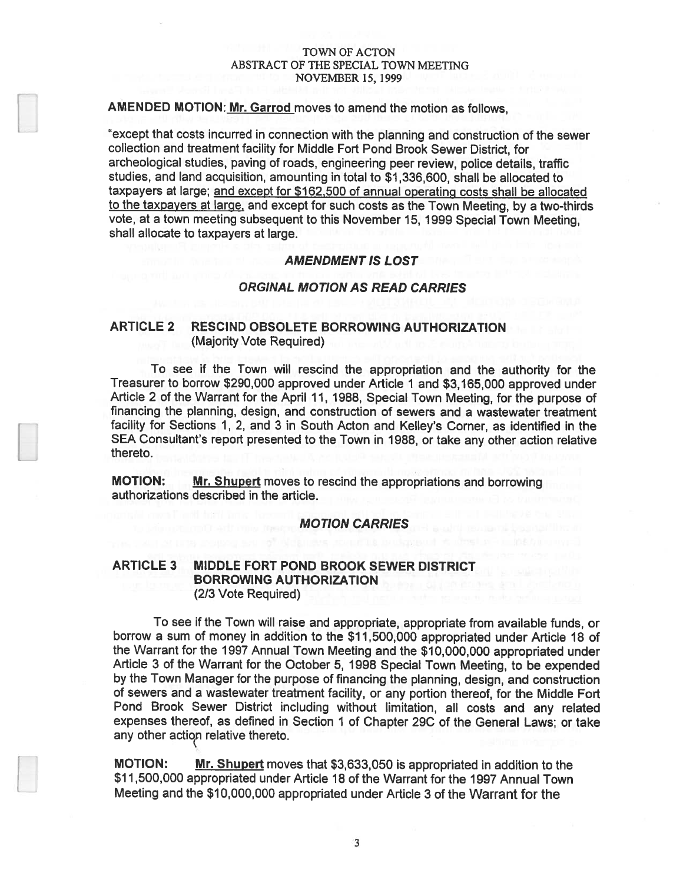TOWN OF ACTON
ABSTRACT OF THE SPECIAL TOWN MEETING
NOVEMBER 15, 1999

**AMENDED MOTION:** **Mr. Garrod** moves to amend the motion as follows,

"except that costs incurred in connection with the planning and construction of the sewer collection and treatment facility for Middle Fort Pond Brook Sewer District, for archeological studies, paving of roads, engineering peer review, police details, traffic studies, and land acquisition, amounting in total to $1,336,600, shall be allocated to taxpayers at large; and except for $162,500 of annual operating costs shall be allocated to the taxpayers at large, and except for such costs as the Town Meeting, by a two-thirds vote, at a town meeting subsequent to this November 15, 1999 Special Town Meeting, shall allocate to taxpayers at large.

***AMENDMENT IS LOST***

***ORGINAL MOTION AS READ CARRIES***

## ARTICLE 2 RESCIND OBSOLETE BORROWING AUTHORIZATION
(Majority Vote Required)

To see if the Town will rescind the appropriation and the authority for the Treasurer to borrow $290,000 approved under Article 1 and $3,165,000 approved under Article 2 of the Warrant for the April 11, 1988, Special Town Meeting, for the purpose of financing the planning, design, and construction of sewers and a wastewater treatment facility for Sections 1, 2, and 3 in South Acton and Kelley's Corner, as identified in the SEA Consultant's report presented to the Town in 1988, or take any other action relative thereto.

**MOTION:** **Mr. Shupert** moves to rescind the appropriations and borrowing authorizations described in the article.

***MOTION CARRIES***

## ARTICLE 3 MIDDLE FORT POND BROOK SEWER DISTRICT BORROWING AUTHORIZATION
(2/3 Vote Required)

To see if the Town will raise and appropriate, appropriate from available funds, or borrow a sum of money in addition to the $11,500,000 appropriated under Article 18 of the Warrant for the 1997 Annual Town Meeting and the $10,000,000 appropriated under Article 3 of the Warrant for the October 5, 1998 Special Town Meeting, to be expended by the Town Manager for the purpose of financing the planning, design, and construction of sewers and a wastewater treatment facility, or any portion thereof, for the Middle Fort Pond Brook Sewer District including without limitation, all costs and any related expenses thereof, as defined in Section 1 of Chapter 29C of the General Laws; or take any other action relative thereto.

**MOTION:** **Mr. Shupert** moves that $3,633,050 is appropriated in addition to the $11,500,000 appropriated under Article 18 of the Warrant for the 1997 Annual Town Meeting and the $10,000,000 appropriated under Article 3 of the Warrant for the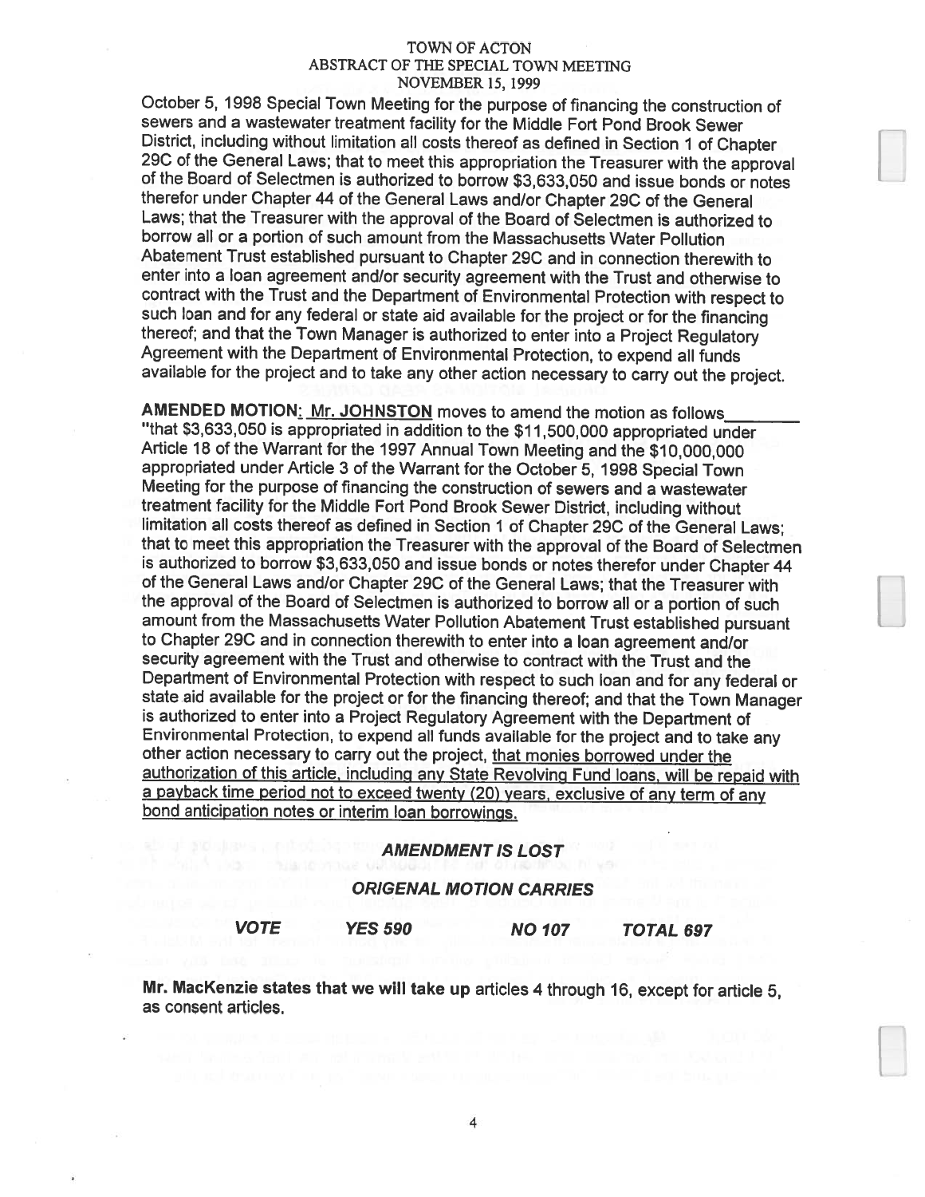October 5, 1998 Special Town Meeting for the purpose of financing the construction of sewers and a wastewater treatment facility for the Middle Fort Pond Brook Sewer District, including without limitation all costs thereof as defined in Section 1 of Chapter 29C of the General Laws; that to meet this appropriation the Treasurer with the approval of the Board of Selectmen is authorized to borrow $3,633,050 and issue bonds or notes therefor under Chapter 44 of the General Laws and/or Chapter 29C of the General Laws; that the Treasurer with the approval of the Board of Selectmen is authorized to borrow all or a portion of such amount from the Massachusetts Water Pollution Abatement Trust established pursuant to Chapter 29C and in connection therewith to enter into a loan agreement and/or security agreement with the Trust and otherwise to contract with the Trust and the Department of Environmental Protection with respect to such loan and for any federal or state aid available for the project or for the financing thereof; and that the Town Manager is authorized to enter into a Project Regulatory Agreement with the Department of Environmental Protection, to expend all funds available for the project and to take any other action necessary to carry out the project.

**AMENDED MOTION: Mr. JOHNSTON** moves to amend the motion as follows________ "that $3,633,050 is appropriated in addition to the $11,500,000 appropriated under Article 18 of the Warrant for the 1997 Annual Town Meeting and the $10,000,000 appropriated under Article 3 of the Warrant for the October 5, 1998 Special Town Meeting for the purpose of financing the construction of sewers and a wastewater treatment facility for the Middle Fort Pond Brook Sewer District, including without limitation all costs thereof as defined in Section 1 of Chapter 29C of the General Laws; that to meet this appropriation the Treasurer with the approval of the Board of Selectmen is authorized to borrow $3,633,050 and issue bonds or notes therefor under Chapter 44 of the General Laws and/or Chapter 29C of the General Laws; that the Treasurer with the approval of the Board of Selectmen is authorized to borrow all or a portion of such amount from the Massachusetts Water Pollution Abatement Trust established pursuant to Chapter 29C and in connection therewith to enter into a loan agreement and/or security agreement with the Trust and otherwise to contract with the Trust and the Department of Environmental Protection with respect to such loan and for any federal or state aid available for the project or for the financing thereof; and that the Town Manager is authorized to enter into a Project Regulatory Agreement with the Department of Environmental Protection, to expend all funds available for the project and to take any other action necessary to carry out the project, that monies borrowed under the authorization of this article, including any State Revolving Fund loans, will be repaid with a payback time period not to exceed twenty (20) years, exclusive of any term of any bond anticipation notes or interim loan borrowings.

***AMENDMENT IS LOST***

***ORIGENAL MOTION CARRIES***

***VOTE*** ***YES 590*** ***NO 107*** ***TOTAL 697***

**Mr. MacKenzie states that we will take up** articles 4 through 16, except for article 5, as consent articles.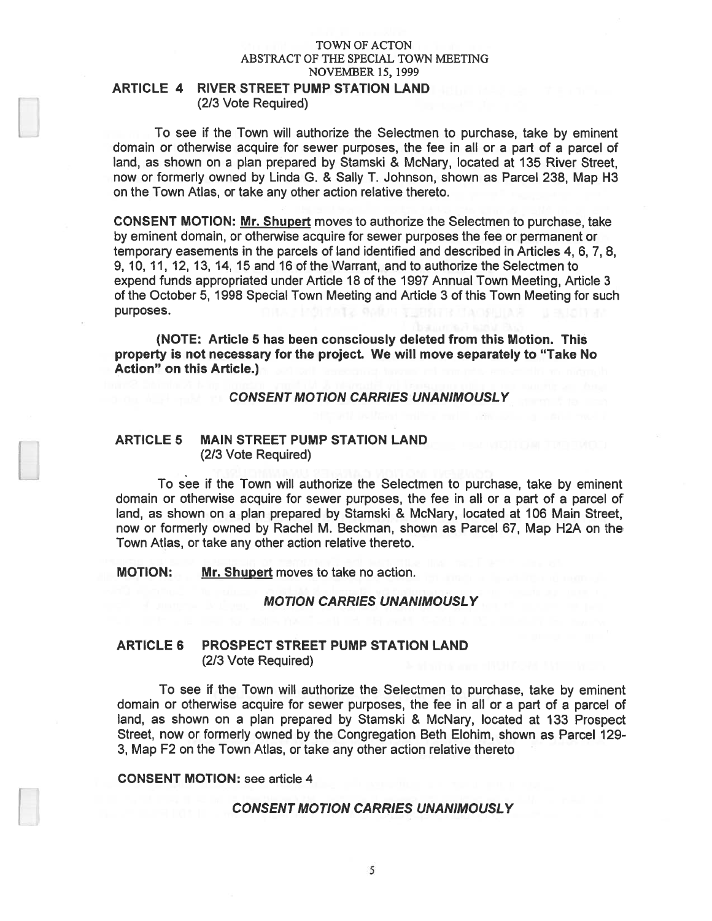TOWN OF ACTON
ABSTRACT OF THE SPECIAL TOWN MEETING
NOVEMBER 15, 1999

## ARTICLE 4 RIVER STREET PUMP STATION LAND
(2/3 Vote Required)

To see if the Town will authorize the Selectmen to purchase, take by eminent domain or otherwise acquire for sewer purposes, the fee in all or a part of a parcel of land, as shown on a plan prepared by Stamski & McNary, located at 135 River Street, now or formerly owned by Linda G. & Sally T. Johnson, shown as Parcel 238, Map H3 on the Town Atlas, or take any other action relative thereto.

**CONSENT MOTION: Mr. Shupert** moves to authorize the Selectmen to purchase, take by eminent domain, or otherwise acquire for sewer purposes the fee or permanent or temporary easements in the parcels of land identified and described in Articles 4, 6, 7, 8, 9, 10, 11, 12, 13, 14, 15 and 16 of the Warrant, and to authorize the Selectmen to expend funds appropriated under Article 18 of the 1997 Annual Town Meeting, Article 3 of the October 5, 1998 Special Town Meeting and Article 3 of this Town Meeting for such purposes.

**(NOTE: Article 5 has been consciously deleted from this Motion. This property is not necessary for the project. We will move separately to "Take No Action" on this Article.)**

***CONSENT MOTION CARRIES UNANIMOUSLY***

## ARTICLE 5 MAIN STREET PUMP STATION LAND
(2/3 Vote Required)

To see if the Town will authorize the Selectmen to purchase, take by eminent domain or otherwise acquire for sewer purposes, the fee in all or a part of a parcel of land, as shown on a plan prepared by Stamski & McNary, located at 106 Main Street, now or formerly owned by Rachel M. Beckman, shown as Parcel 67, Map H2A on the Town Atlas, or take any other action relative thereto.

**MOTION:** **Mr. Shupert** moves to take no action.

***MOTION CARRIES UNANIMOUSLY***

## ARTICLE 6 PROSPECT STREET PUMP STATION LAND
(2/3 Vote Required)

To see if the Town will authorize the Selectmen to purchase, take by eminent domain or otherwise acquire for sewer purposes, the fee in all or a part of a parcel of land, as shown on a plan prepared by Stamski & McNary, located at 133 Prospect Street, now or formerly owned by the Congregation Beth Elohim, shown as Parcel 129-3, Map F2 on the Town Atlas, or take any other action relative thereto

**CONSENT MOTION:** see article 4

***CONSENT MOTION CARRIES UNANIMOUSLY***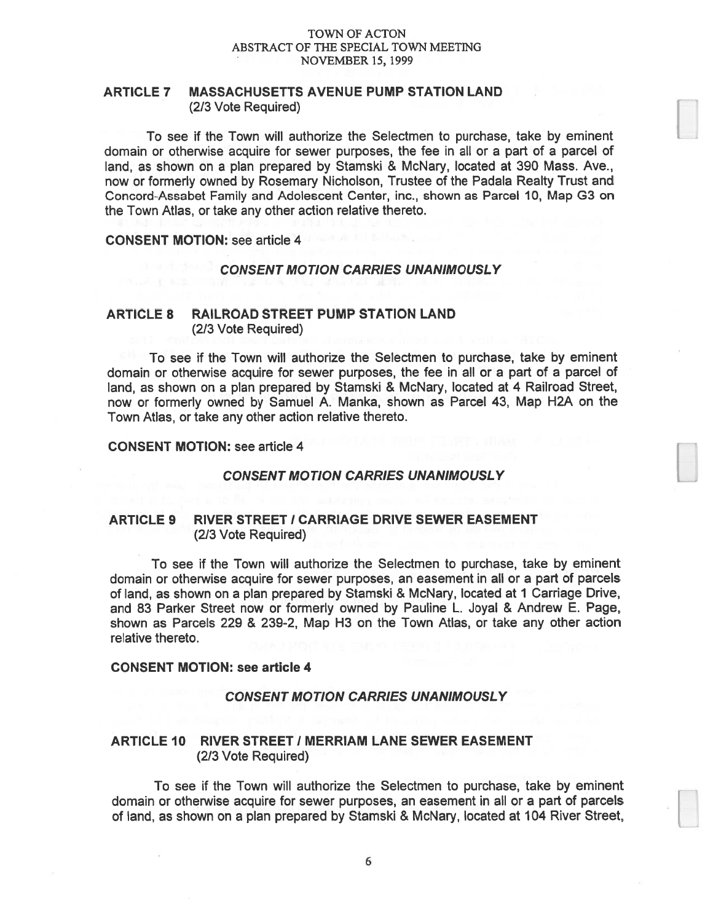TOWN OF ACTON
ABSTRACT OF THE SPECIAL TOWN MEETING
NOVEMBER 15, 1999

## ARTICLE 7 MASSACHUSETTS AVENUE PUMP STATION LAND
(2/3 Vote Required)

To see if the Town will authorize the Selectmen to purchase, take by eminent domain or otherwise acquire for sewer purposes, the fee in all or a part of a parcel of land, as shown on a plan prepared by Stamski & McNary, located at 390 Mass. Ave., now or formerly owned by Rosemary Nicholson, Trustee of the Padala Realty Trust and Concord-Assabet Family and Adolescent Center, inc., shown as Parcel 10, Map G3 on the Town Atlas, or take any other action relative thereto.

**CONSENT MOTION:** see article 4

***CONSENT MOTION CARRIES UNANIMOUSLY***

## ARTICLE 8 RAILROAD STREET PUMP STATION LAND
(2/3 Vote Required)

To see if the Town will authorize the Selectmen to purchase, take by eminent domain or otherwise acquire for sewer purposes, the fee in all or a part of a parcel of land, as shown on a plan prepared by Stamski & McNary, located at 4 Railroad Street, now or formerly owned by Samuel A. Manka, shown as Parcel 43, Map H2A on the Town Atlas, or take any other action relative thereto.

**CONSENT MOTION:** see article 4

***CONSENT MOTION CARRIES UNANIMOUSLY***

## ARTICLE 9 RIVER STREET / CARRIAGE DRIVE SEWER EASEMENT
(2/3 Vote Required)

To see if the Town will authorize the Selectmen to purchase, take by eminent domain or otherwise acquire for sewer purposes, an easement in all or a part of parcels of land, as shown on a plan prepared by Stamski & McNary, located at 1 Carriage Drive, and 83 Parker Street now or formerly owned by Pauline L. Joyal & Andrew E. Page, shown as Parcels 229 & 239-2, Map H3 on the Town Atlas, or take any other action relative thereto.

**CONSENT MOTION: see article 4**

***CONSENT MOTION CARRIES UNANIMOUSLY***

## ARTICLE 10 RIVER STREET / MERRIAM LANE SEWER EASEMENT
(2/3 Vote Required)

To see if the Town will authorize the Selectmen to purchase, take by eminent domain or otherwise acquire for sewer purposes, an easement in all or a part of parcels of land, as shown on a plan prepared by Stamski & McNary, located at 104 River Street,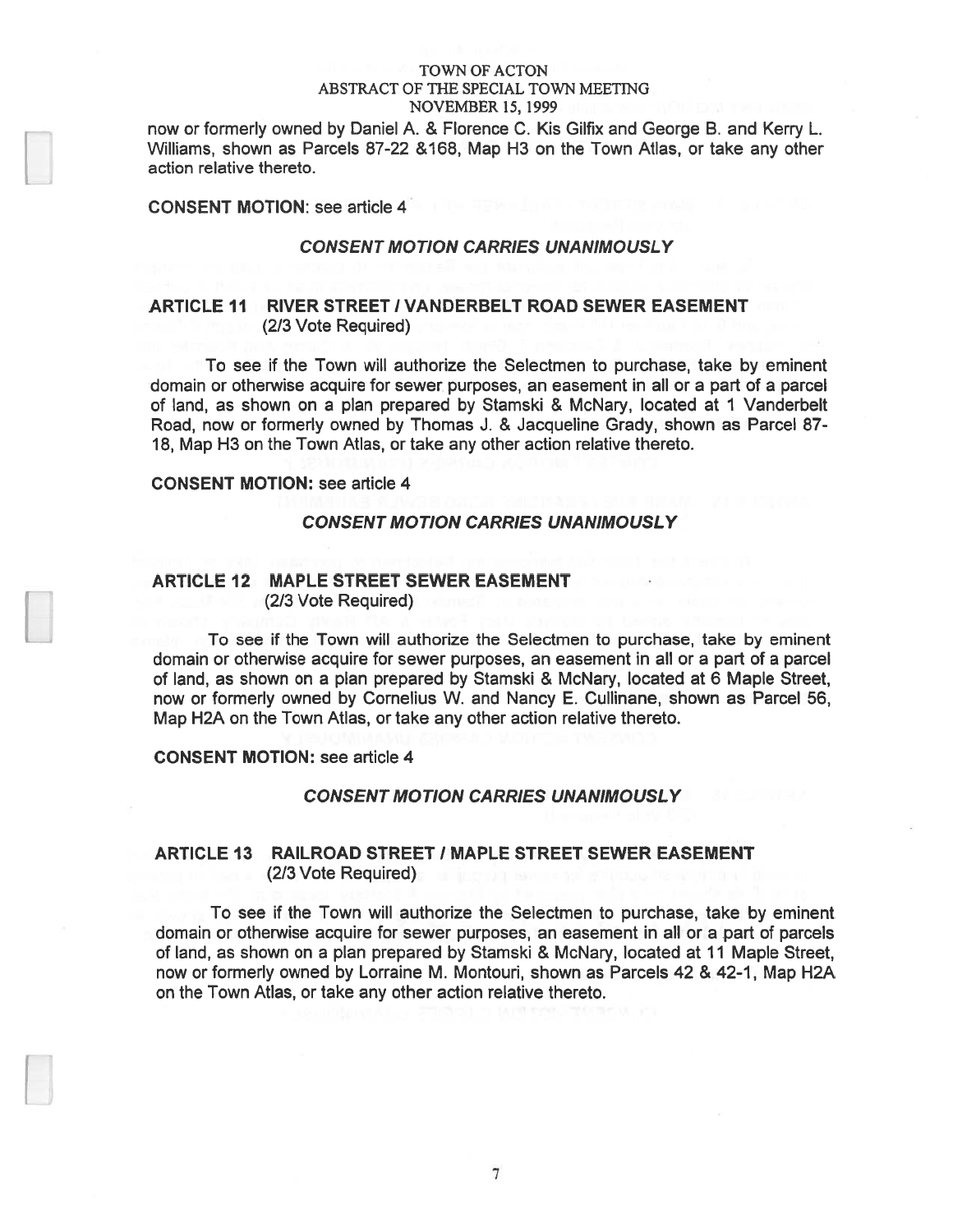now or formerly owned by Daniel A. & Florence C. Kis Gilfix and George B. and Kerry L. Williams, shown as Parcels 87-22 &168, Map H3 on the Town Atlas, or take any other action relative thereto.

**CONSENT MOTION**: see article 4

***CONSENT MOTION CARRIES UNANIMOUSLY***

## ARTICLE 11 RIVER STREET / VANDERBELT ROAD SEWER EASEMENT
(2/3 Vote Required)

To see if the Town will authorize the Selectmen to purchase, take by eminent domain or otherwise acquire for sewer purposes, an easement in all or a part of a parcel of land, as shown on a plan prepared by Stamski & McNary, located at 1 Vanderbelt Road, now or formerly owned by Thomas J. & Jacqueline Grady, shown as Parcel 87-18, Map H3 on the Town Atlas, or take any other action relative thereto.

**CONSENT MOTION:** see article 4

***CONSENT MOTION CARRIES UNANIMOUSLY***

## ARTICLE 12 MAPLE STREET SEWER EASEMENT
(2/3 Vote Required)

To see if the Town will authorize the Selectmen to purchase, take by eminent domain or otherwise acquire for sewer purposes, an easement in all or a part of a parcel of land, as shown on a plan prepared by Stamski & McNary, located at 6 Maple Street, now or formerly owned by Cornelius W. and Nancy E. Cullinane, shown as Parcel 56, Map H2A on the Town Atlas, or take any other action relative thereto.

**CONSENT MOTION:** see article 4

***CONSENT MOTION CARRIES UNANIMOUSLY***

## ARTICLE 13 RAILROAD STREET / MAPLE STREET SEWER EASEMENT
(2/3 Vote Required)

To see if the Town will authorize the Selectmen to purchase, take by eminent domain or otherwise acquire for sewer purposes, an easement in all or a part of parcels of land, as shown on a plan prepared by Stamski & McNary, located at 11 Maple Street, now or formerly owned by Lorraine M. Montouri, shown as Parcels 42 & 42-1, Map H2A on the Town Atlas, or take any other action relative thereto.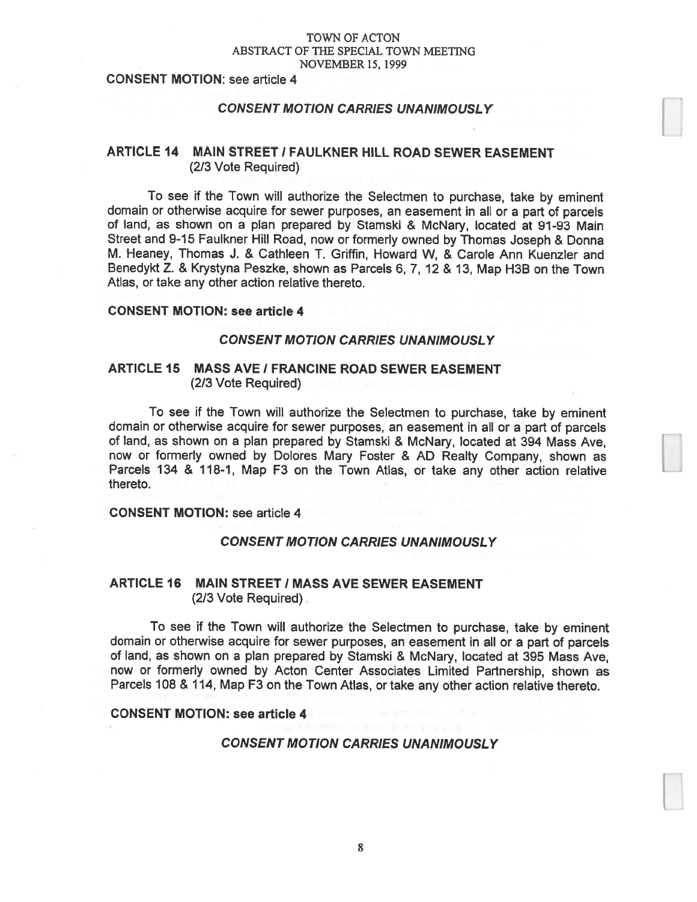**CONSENT MOTION:** see article 4

***CONSENT MOTION CARRIES UNANIMOUSLY***

## ARTICLE 14 MAIN STREET / FAULKNER HILL ROAD SEWER EASEMENT
(2/3 Vote Required)

To see if the Town will authorize the Selectmen to purchase, take by eminent domain or otherwise acquire for sewer purposes, an easement in all or a part of parcels of land, as shown on a plan prepared by Stamski & McNary, located at 91-93 Main Street and 9-15 Faulkner Hill Road, now or formerly owned by Thomas Joseph & Donna M. Heaney, Thomas J. & Cathleen T. Griffin, Howard W, & Carole Ann Kuenzler and Benedykt Z. & Krystyna Peszke, shown as Parcels 6, 7, 12 & 13, Map H3B on the Town Atlas, or take any other action relative thereto.

**CONSENT MOTION: see article 4**

***CONSENT MOTION CARRIES UNANIMOUSLY***

## ARTICLE 15 MASS AVE / FRANCINE ROAD SEWER EASEMENT
(2/3 Vote Required)

To see if the Town will authorize the Selectmen to purchase, take by eminent domain or otherwise acquire for sewer purposes, an easement in all or a part of parcels of land, as shown on a plan prepared by Stamski & McNary, located at 394 Mass Ave, now or formerly owned by Dolores Mary Foster & AD Realty Company, shown as Parcels 134 & 118-1, Map F3 on the Town Atlas, or take any other action relative thereto.

**CONSENT MOTION:** see article 4

***CONSENT MOTION CARRIES UNANIMOUSLY***

## ARTICLE 16 MAIN STREET / MASS AVE SEWER EASEMENT
(2/3 Vote Required)

To see if the Town will authorize the Selectmen to purchase, take by eminent domain or otherwise acquire for sewer purposes, an easement in all or a part of parcels of land, as shown on a plan prepared by Stamski & McNary, located at 395 Mass Ave, now or formerly owned by Acton Center Associates Limited Partnership, shown as Parcels 108 & 114, Map F3 on the Town Atlas, or take any other action relative thereto.

**CONSENT MOTION: see article 4**

***CONSENT MOTION CARRIES UNANIMOUSLY***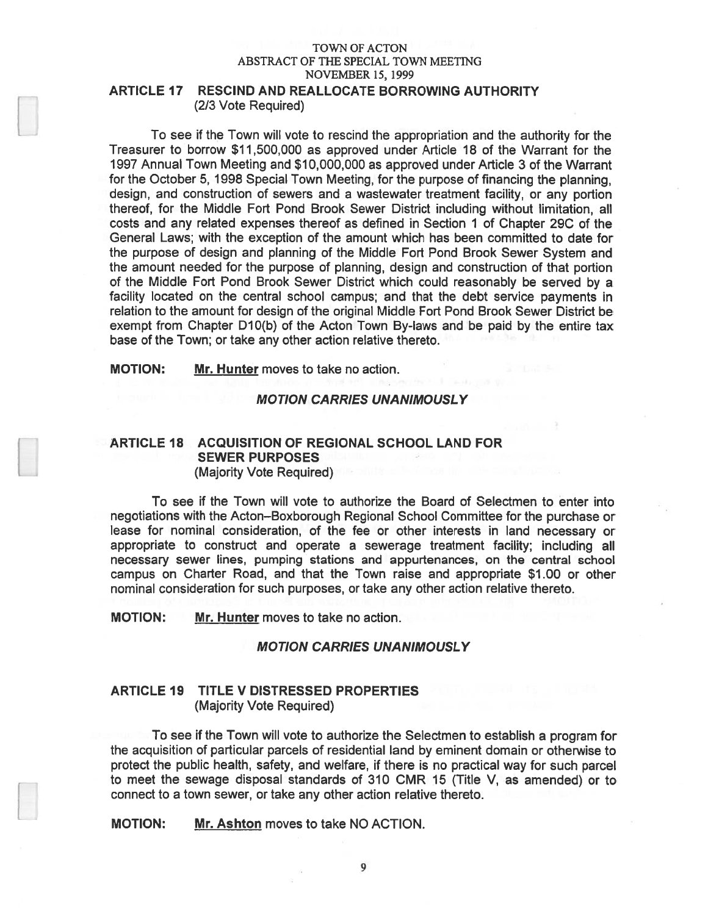TOWN OF ACTON
ABSTRACT OF THE SPECIAL TOWN MEETING
NOVEMBER 15, 1999

## ARTICLE 17 RESCIND AND REALLOCATE BORROWING AUTHORITY
(2/3 Vote Required)

To see if the Town will vote to rescind the appropriation and the authority for the Treasurer to borrow $11,500,000 as approved under Article 18 of the Warrant for the 1997 Annual Town Meeting and $10,000,000 as approved under Article 3 of the Warrant for the October 5, 1998 Special Town Meeting, for the purpose of financing the planning, design, and construction of sewers and a wastewater treatment facility, or any portion thereof, for the Middle Fort Pond Brook Sewer District including without limitation, all costs and any related expenses thereof as defined in Section 1 of Chapter 29C of the General Laws; with the exception of the amount which has been committed to date for the purpose of design and planning of the Middle Fort Pond Brook Sewer System and the amount needed for the purpose of planning, design and construction of that portion of the Middle Fort Pond Brook Sewer District which could reasonably be served by a facility located on the central school campus; and that the debt service payments in relation to the amount for design of the original Middle Fort Pond Brook Sewer District be exempt from Chapter D10(b) of the Acton Town By-laws and be paid by the entire tax base of the Town; or take any other action relative thereto.

**MOTION:** **Mr. Hunter** moves to take no action.

***MOTION CARRIES UNANIMOUSLY***

## ARTICLE 18 ACQUISITION OF REGIONAL SCHOOL LAND FOR SEWER PURPOSES
(Majority Vote Required)

To see if the Town will vote to authorize the Board of Selectmen to enter into negotiations with the Acton–Boxborough Regional School Committee for the purchase or lease for nominal consideration, of the fee or other interests in land necessary or appropriate to construct and operate a sewerage treatment facility; including all necessary sewer lines, pumping stations and appurtenances, on the central school campus on Charter Road, and that the Town raise and appropriate $1.00 or other nominal consideration for such purposes, or take any other action relative thereto.

**MOTION:** **Mr. Hunter** moves to take no action.

***MOTION CARRIES UNANIMOUSLY***

## ARTICLE 19 TITLE V DISTRESSED PROPERTIES
(Majority Vote Required)

To see if the Town will vote to authorize the Selectmen to establish a program for the acquisition of particular parcels of residential land by eminent domain or otherwise to protect the public health, safety, and welfare, if there is no practical way for such parcel to meet the sewage disposal standards of 310 CMR 15 (Title V, as amended) or to connect to a town sewer, or take any other action relative thereto.

**MOTION:** **Mr. Ashton** moves to take NO ACTION.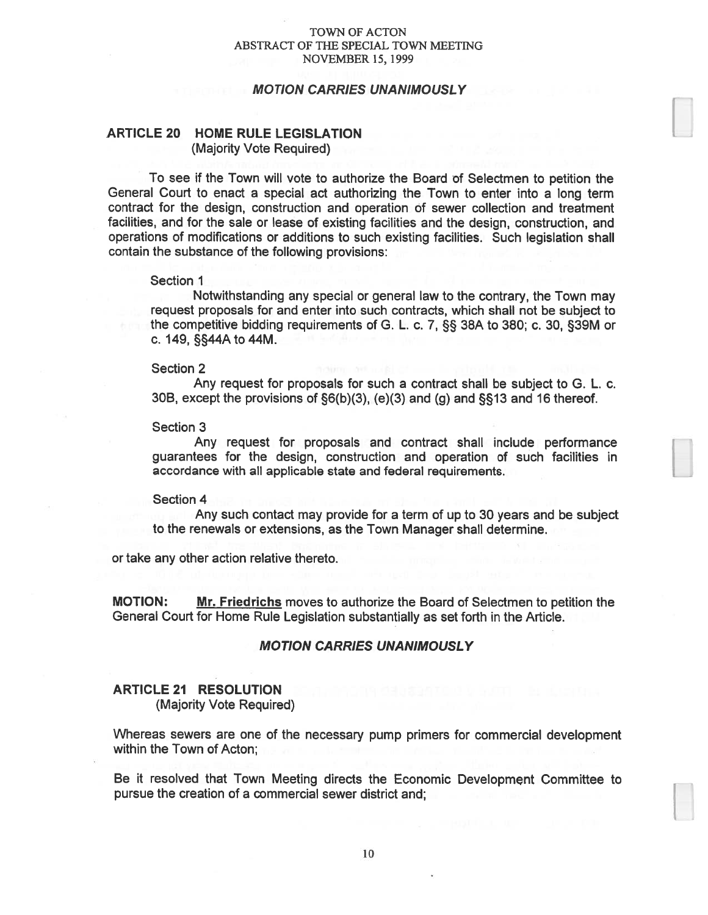***MOTION CARRIES UNANIMOUSLY***

## ARTICLE 20 HOME RULE LEGISLATION

(Majority Vote Required)

To see if the Town will vote to authorize the Board of Selectmen to petition the General Court to enact a special act authorizing the Town to enter into a long term contract for the design, construction and operation of sewer collection and treatment facilities, and for the sale or lease of existing facilities and the design, construction, and operations of modifications or additions to such existing facilities. Such legislation shall contain the substance of the following provisions:

Section 1

Notwithstanding any special or general law to the contrary, the Town may request proposals for and enter into such contracts, which shall not be subject to the competitive bidding requirements of G. L. c. 7, §§ 38A to 38O; c. 30, §39M or c. 149, §§44A to 44M.

Section 2

Any request for proposals for such a contract shall be subject to G. L. c. 30B, except the provisions of §6(b)(3), (e)(3) and (g) and §§13 and 16 thereof.

Section 3

Any request for proposals and contract shall include performance guarantees for the design, construction and operation of such facilities in accordance with all applicable state and federal requirements.

Section 4

Any such contact may provide for a term of up to 30 years and be subject to the renewals or extensions, as the Town Manager shall determine.

or take any other action relative thereto.

**MOTION:** **Mr. Friedrichs** moves to authorize the Board of Selectmen to petition the General Court for Home Rule Legislation substantially as set forth in the Article.

***MOTION CARRIES UNANIMOUSLY***

## ARTICLE 21 RESOLUTION

(Majority Vote Required)

Whereas sewers are one of the necessary pump primers for commercial development within the Town of Acton;

Be it resolved that Town Meeting directs the Economic Development Committee to pursue the creation of a commercial sewer district and;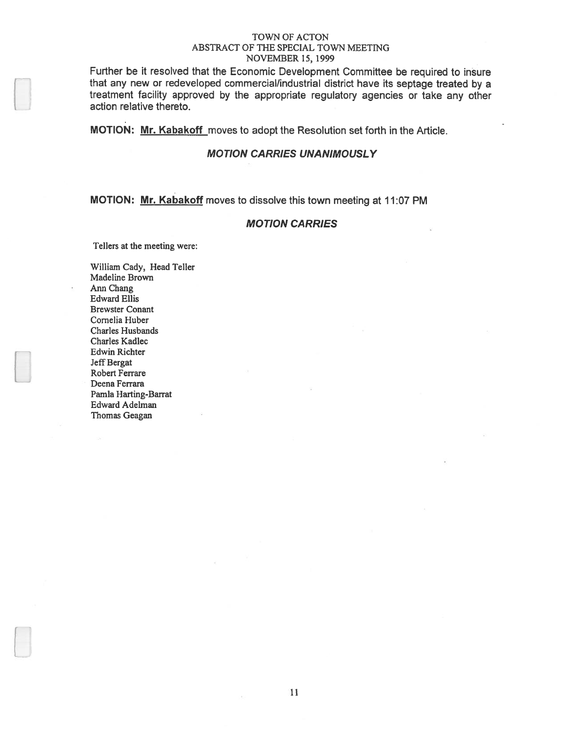Further be it resolved that the Economic Development Committee be required to insure that any new or redeveloped commercial/industrial district have its septage treated by a treatment facility approved by the appropriate regulatory agencies or take any other action relative thereto.

**MOTION:** **Mr. Kabakoff** moves to adopt the Resolution set forth in the Article.

***MOTION CARRIES UNANIMOUSLY***

**MOTION:** **Mr. Kabakoff** moves to dissolve this town meeting at 11:07 PM

***MOTION CARRIES***

Tellers at the meeting were:

William Cady, Head Teller
Madeline Brown
Ann Chang
Edward Ellis
Brewster Conant
Cornelia Huber
Charles Husbands
Charles Kadlec
Edwin Richter
Jeff Bergat
Robert Ferrare
Deena Ferrara
Pamla Harting-Barrat
Edward Adelman
Thomas Geagan